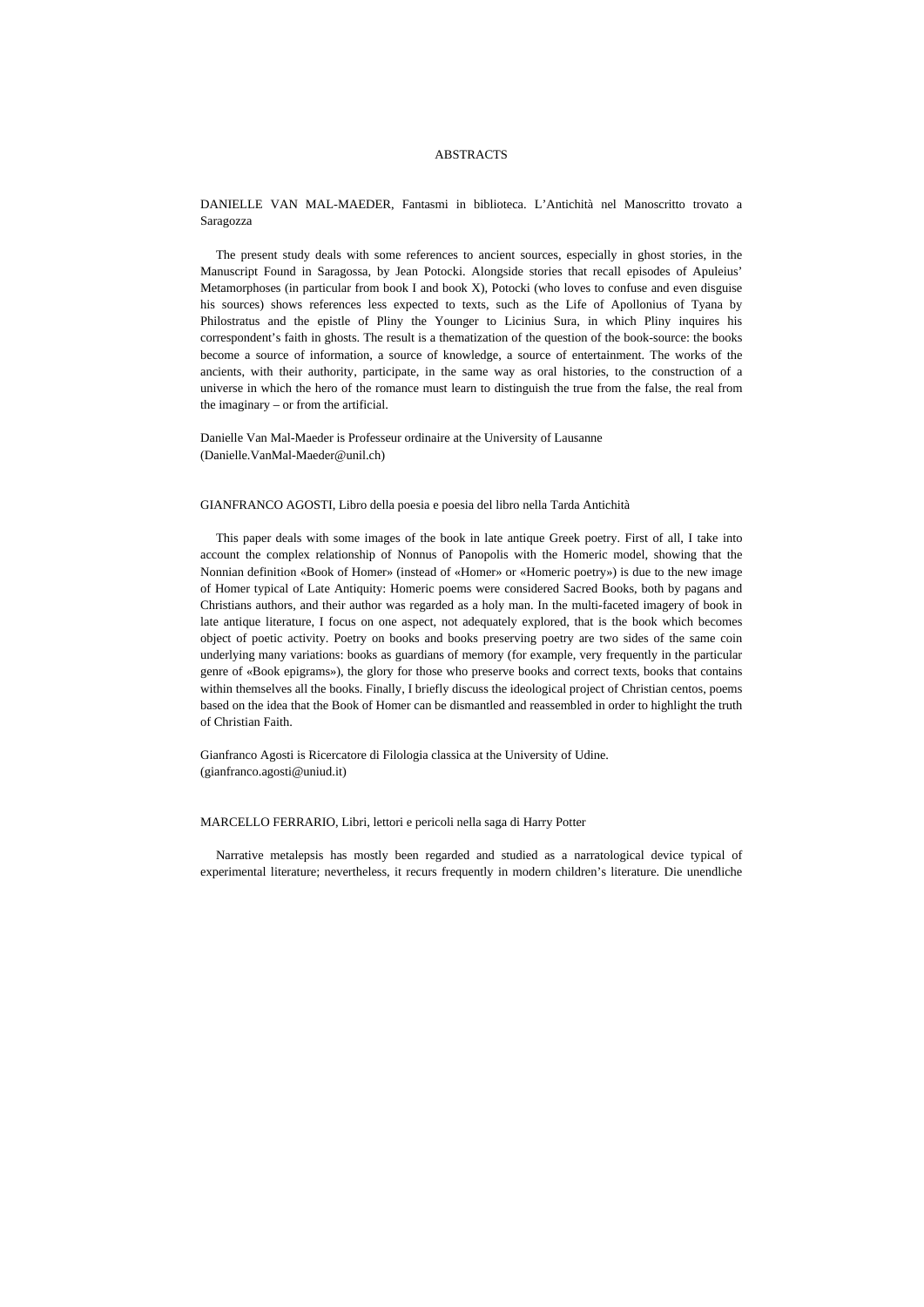# ABSTRACTS

DANIELLE VAN MAL-MAEDER, Fantasmi in biblioteca. L'Antichità nel Manoscritto trovato a Saragozza

The present study deals with some references to ancient sources, especially in ghost stories, in the Manuscript Found in Saragossa, by Jean Potocki. Alongside stories that recall episodes of Apuleius' Metamorphoses (in particular from book I and book X), Potocki (who loves to confuse and even disguise his sources) shows references less expected to texts, such as the Life of Apollonius of Tyana by Philostratus and the epistle of Pliny the Younger to Licinius Sura, in which Pliny inquires his correspondent's faith in ghosts. The result is a thematization of the question of the book-source: the books become a source of information, a source of knowledge, a source of entertainment. The works of the ancients, with their authority, participate, in the same way as oral histories, to the construction of a universe in which the hero of the romance must learn to distinguish the true from the false, the real from the imaginary – or from the artificial.

Danielle Van Mal-Maeder is Professeur ordinaire at the University of Lausanne
(Danielle.VanMal-Maeder@unil.ch)

GIANFRANCO AGOSTI, Libro della poesia e poesia del libro nella Tarda Antichità

This paper deals with some images of the book in late antique Greek poetry. First of all, I take into account the complex relationship of Nonnus of Panopolis with the Homeric model, showing that the Nonnian definition «Book of Homer» (instead of «Homer» or «Homeric poetry») is due to the new image of Homer typical of Late Antiquity: Homeric poems were considered Sacred Books, both by pagans and Christians authors, and their author was regarded as a holy man. In the multi-faceted imagery of book in late antique literature, I focus on one aspect, not adequately explored, that is the book which becomes object of poetic activity. Poetry on books and books preserving poetry are two sides of the same coin underlying many variations: books as guardians of memory (for example, very frequently in the particular genre of «Book epigrams»), the glory for those who preserve books and correct texts, books that contains within themselves all the books. Finally, I briefly discuss the ideological project of Christian centos, poems based on the idea that the Book of Homer can be dismantled and reassembled in order to highlight the truth of Christian Faith.

Gianfranco Agosti is Ricercatore di Filologia classica at the University of Udine.
(gianfranco.agosti@uniud.it)

MARCELLO FERRARIO, Libri, lettori e pericoli nella saga di Harry Potter

Narrative metalepsis has mostly been regarded and studied as a narratological device typical of experimental literature; nevertheless, it recurs frequently in modern children's literature. Die unendliche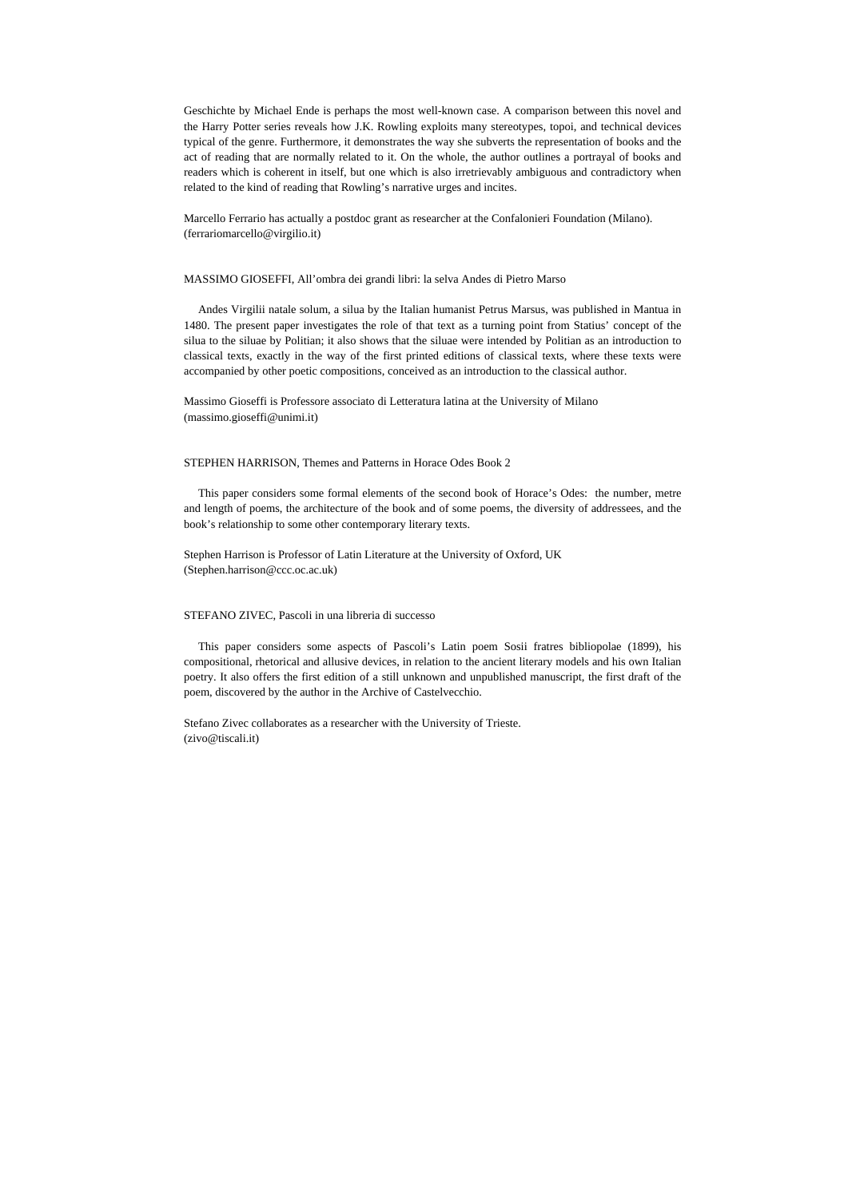Geschichte by Michael Ende is perhaps the most well-known case. A comparison between this novel and the Harry Potter series reveals how J.K. Rowling exploits many stereotypes, topoi, and technical devices typical of the genre. Furthermore, it demonstrates the way she subverts the representation of books and the act of reading that are normally related to it. On the whole, the author outlines a portrayal of books and readers which is coherent in itself, but one which is also irretrievably ambiguous and contradictory when related to the kind of reading that Rowling's narrative urges and incites.

Marcello Ferrario has actually a postdoc grant as researcher at the Confalonieri Foundation (Milano).
(ferrariomarcello@virgilio.it)

MASSIMO GIOSEFFI, All'ombra dei grandi libri: la selva Andes di Pietro Marso

Andes Virgilii natale solum, a silua by the Italian humanist Petrus Marsus, was published in Mantua in 1480. The present paper investigates the role of that text as a turning point from Statius' concept of the silua to the siluae by Politian; it also shows that the siluae were intended by Politian as an introduction to classical texts, exactly in the way of the first printed editions of classical texts, where these texts were accompanied by other poetic compositions, conceived as an introduction to the classical author.

Massimo Gioseffi is Professore associato di Letteratura latina at the University of Milano
(massimo.gioseffi@unimi.it)

STEPHEN HARRISON, Themes and Patterns in Horace Odes Book 2

This paper considers some formal elements of the second book of Horace's Odes: the number, metre and length of poems, the architecture of the book and of some poems, the diversity of addressees, and the book's relationship to some other contemporary literary texts.

Stephen Harrison is Professor of Latin Literature at the University of Oxford, UK
(Stephen.harrison@ccc.oc.ac.uk)

STEFANO ZIVEC, Pascoli in una libreria di successo

This paper considers some aspects of Pascoli's Latin poem Sosii fratres bibliopolae (1899), his compositional, rhetorical and allusive devices, in relation to the ancient literary models and his own Italian poetry. It also offers the first edition of a still unknown and unpublished manuscript, the first draft of the poem, discovered by the author in the Archive of Castelvecchio.

Stefano Zivec collaborates as a researcher with the University of Trieste.
(zivo@tiscali.it)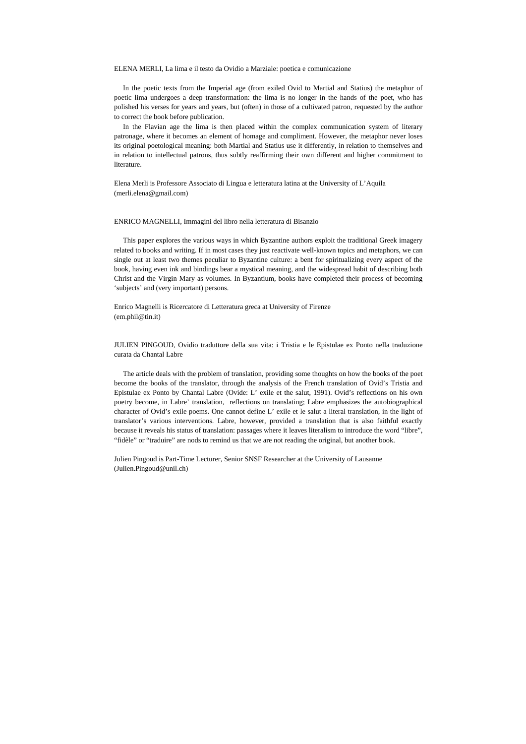ELENA MERLI, La lima e il testo da Ovidio a Marziale: poetica e comunicazione

In the poetic texts from the Imperial age (from exiled Ovid to Martial and Statius) the metaphor of poetic lima undergoes a deep transformation: the lima is no longer in the hands of the poet, who has polished his verses for years and years, but (often) in those of a cultivated patron, requested by the author to correct the book before publication.

In the Flavian age the lima is then placed within the complex communication system of literary patronage, where it becomes an element of homage and compliment. However, the metaphor never loses its original poetological meaning: both Martial and Statius use it differently, in relation to themselves and in relation to intellectual patrons, thus subtly reaffirming their own different and higher commitment to literature.

Elena Merli is Professore Associato di Lingua e letteratura latina at the University of L'Aquila (merli.elena@gmail.com)

ENRICO MAGNELLI, Immagini del libro nella letteratura di Bisanzio

This paper explores the various ways in which Byzantine authors exploit the traditional Greek imagery related to books and writing. If in most cases they just reactivate well-known topics and metaphors, we can single out at least two themes peculiar to Byzantine culture: a bent for spiritualizing every aspect of the book, having even ink and bindings bear a mystical meaning, and the widespread habit of describing both Christ and the Virgin Mary as volumes. In Byzantium, books have completed their process of becoming 'subjects' and (very important) persons.

Enrico Magnelli is Ricercatore di Letteratura greca at University of Firenze (em.phil@tin.it)

JULIEN PINGOUD, Ovidio traduttore della sua vita: i Tristia e le Epistulae ex Ponto nella traduzione curata da Chantal Labre

The article deals with the problem of translation, providing some thoughts on how the books of the poet become the books of the translator, through the analysis of the French translation of Ovid's Tristia and Epistulae ex Ponto by Chantal Labre (Ovide: L' exile et the salut, 1991). Ovid's reflections on his own poetry become, in Labre' translation, reflections on translating; Labre emphasizes the autobiographical character of Ovid's exile poems. One cannot define L' exile et le salut a literal translation, in the light of translator's various interventions. Labre, however, provided a translation that is also faithful exactly because it reveals his status of translation: passages where it leaves literalism to introduce the word "libre", "fidèle" or "traduire" are nods to remind us that we are not reading the original, but another book.

Julien Pingoud is Part-Time Lecturer, Senior SNSF Researcher at the University of Lausanne (Julien.Pingoud@unil.ch)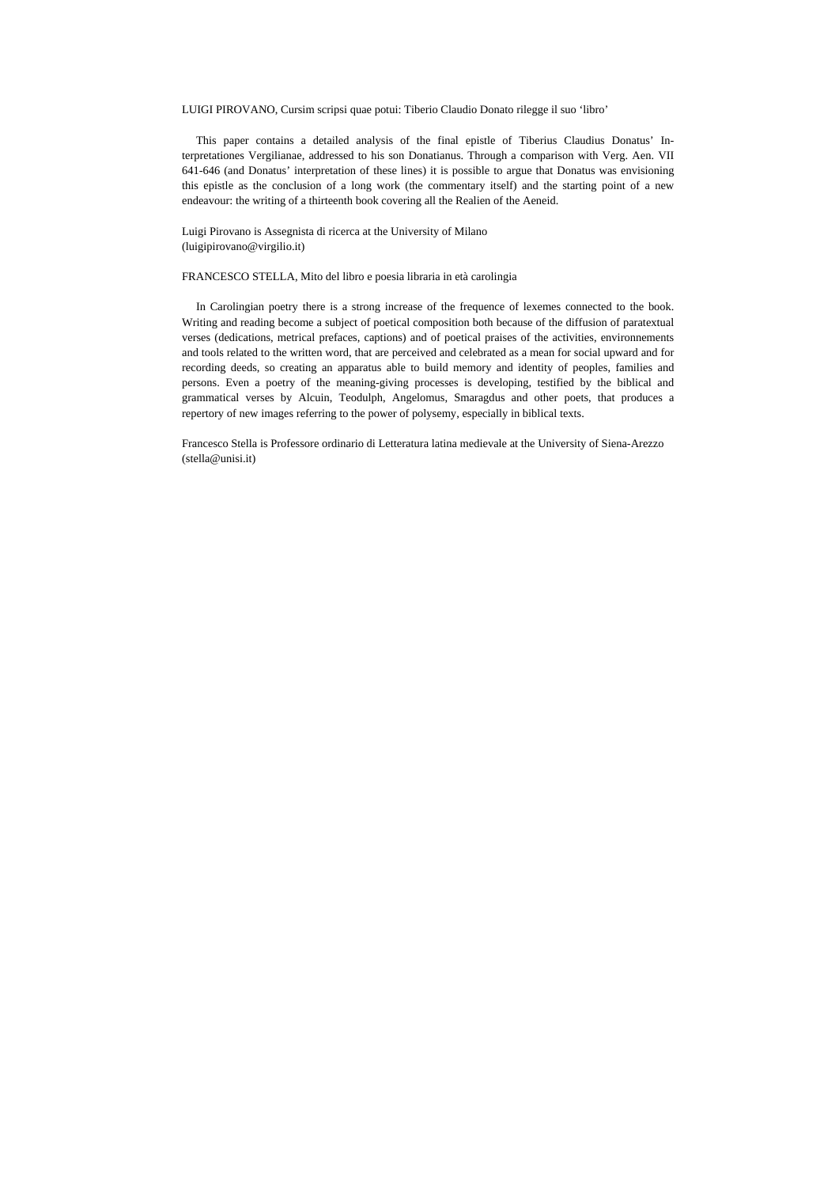LUIGI PIROVANO, Cursim scripsi quae potui: Tiberio Claudio Donato rilegge il suo 'libro'

This paper contains a detailed analysis of the final epistle of Tiberius Claudius Donatus' Interpretationes Vergilianae, addressed to his son Donatianus. Through a comparison with Verg. Aen. VII 641-646 (and Donatus' interpretation of these lines) it is possible to argue that Donatus was envisioning this epistle as the conclusion of a long work (the commentary itself) and the starting point of a new endeavour: the writing of a thirteenth book covering all the Realien of the Aeneid.

Luigi Pirovano is Assegnista di ricerca at the University of Milano
(luigipirovano@virgilio.it)

FRANCESCO STELLA, Mito del libro e poesia libraria in età carolingia

In Carolingian poetry there is a strong increase of the frequence of lexemes connected to the book. Writing and reading become a subject of poetical composition both because of the diffusion of paratextual verses (dedications, metrical prefaces, captions) and of poetical praises of the activities, environnements and tools related to the written word, that are perceived and celebrated as a mean for social upward and for recording deeds, so creating an apparatus able to build memory and identity of peoples, families and persons. Even a poetry of the meaning-giving processes is developing, testified by the biblical and grammatical verses by Alcuin, Teodulph, Angelomus, Smaragdus and other poets, that produces a repertory of new images referring to the power of polysemy, especially in biblical texts.

Francesco Stella is Professore ordinario di Letteratura latina medievale at the University of Siena-Arezzo
(stella@unisi.it)